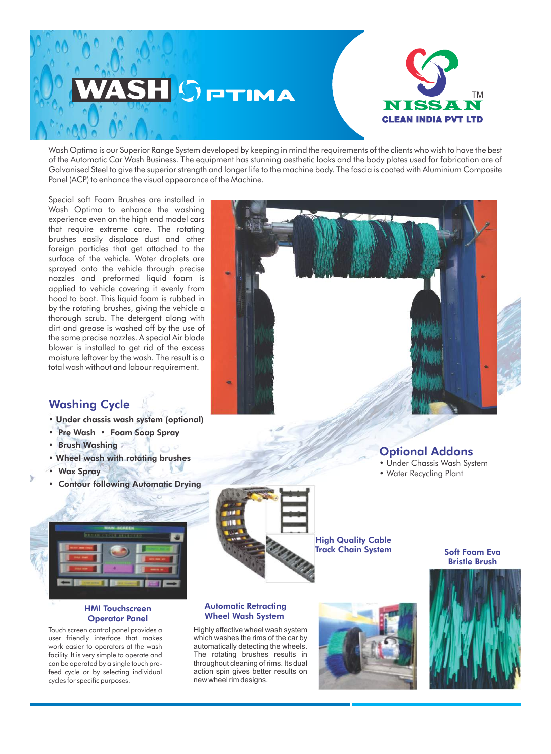# WASH OPTIMA

**NISSAN™**
**CLEAN INDIA PVT LTD**

Wash Optima is our Superior Range System developed by keeping in mind the requirements of the clients who wish to have the best of the Automatic Car Wash Business. The equipment has stunning aesthetic looks and the body plates used for fabrication are of Galvanised Steel to give the superior strength and longer life to the machine body. The fascia is coated with Aluminium Composite Panel (ACP) to enhance the visual appearance of the Machine.

Special soft Foam Brushes are installed in Wash Optima to enhance the washing experience even on the high end model cars that require extreme care. The rotating brushes easily displace dust and other foreign particles that get attached to the surface of the vehicle. Water droplets are sprayed onto the vehicle through precise nozzles and preformed liquid foam is applied to vehicle covering it evenly from hood to boot. This liquid foam is rubbed in by the rotating brushes, giving the vehicle a thorough scrub. The detergent along with dirt and grease is washed off by the use of the same precise nozzles. A special Air blade blower is installed to get rid of the excess moisture leftover by the wash. The result is a total wash without and labour requirement.

## Washing Cycle

- **Under chassis wash system (optional)**
- **Pre Wash** • **Foam Soap Spray**
- **Brush Washing**
- **Wheel wash with rotating brushes**
- **Wax Spray**
- **Contour following Automatic Drying**

## Optional Addons

- Under Chassis Wash System
- Water Recycling Plant

### High Quality Cable Track Chain System

### Soft Foam Eva Bristle Brush

### HMI Touchscreen Operator Panel

Touch screen control panel provides a user friendly interface that makes work easier to operators at the wash facility. It is very simple to operate and can be operated by a single touch pre-feed cycle or by selecting individual cycles for specific purposes.

### Automatic Retracting Wheel Wash System

Highly effective wheel wash system which washes the rims of the car by automatically detecting the wheels. The rotating brushes results in throughout cleaning of rims. Its dual action spin gives better results on new wheel rim designs.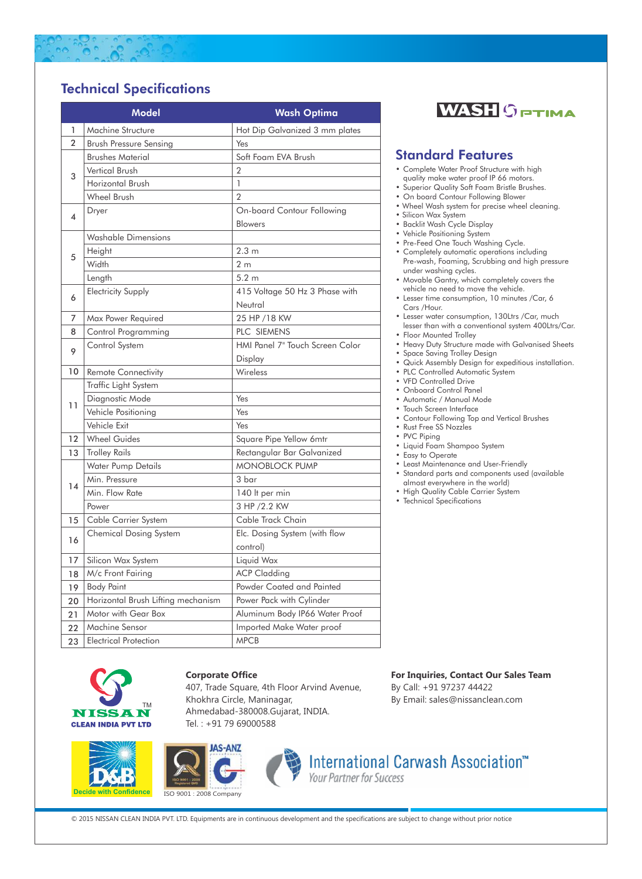## Technical Specifications

| | Model | Wash Optima |
|---|---|---|
| 1 | Machine Structure | Hot Dip Galvanized 3 mm plates |
| 2 | Brush Pressure Sensing | Yes |
| 3 | Brushes Material | Soft Foam EVA Brush |
| | Vertical Brush | 2 |
| | Horizontal Brush | 1 |
| | Wheel Brush | 2 |
| 4 | Dryer | On-board Contour Following Blowers |
| 5 | Washable Dimensions | |
| | Height | 2.3 m |
| | Width | 2 m |
| | Length | 5.2 m |
| 6 | Electricity Supply | 415 Voltage 50 Hz 3 Phase with Neutral |
| 7 | Max Power Required | 25 HP /18 KW |
| 8 | Control Programming | PLC SIEMENS |
| 9 | Control System | HMI Panel 7" Touch Screen Color Display |
| 10 | Remote Connectivity | Wireless |
| 11 | Traffic Light System | |
| | Diagnostic Mode | Yes |
| | Vehicle Positioning | Yes |
| | Vehicle Exit | Yes |
| 12 | Wheel Guides | Square Pipe Yellow 6mtr |
| 13 | Trolley Rails | Rectangular Bar Galvanized |
| 14 | Water Pump Details | MONOBLOCK PUMP |
| | Min. Pressure | 3 bar |
| | Min. Flow Rate | 140 lt per min |
| | Power | 3 HP /2.2 KW |
| 15 | Cable Carrier System | Cable Track Chain |
| 16 | Chemical Dosing System | Elc. Dosing System (with flow control) |
| 17 | Silicon Wax System | Liquid Wax |
| 18 | M/c Front Fairing | ACP Cladding |
| 19 | Body Paint | Powder Coated and Painted |
| 20 | Horizontal Brush Lifting mechanism | Power Pack with Cylinder |
| 21 | Motor with Gear Box | Aluminum Body IP66 Water Proof |
| 22 | Machine Sensor | Imported Make Water proof |
| 23 | Electrical Protection | MPCB |

WASH OPTIMA

## Standard Features

- Complete Water Proof Structure with high quality make water proof IP 66 motors.
- Superior Quality Soft Foam Bristle Brushes.
- On board Contour Following Blower
- Wheel Wash system for precise wheel cleaning.
- Silicon Wax System
- Backlit Wash Cycle Display
- Vehicle Positioning System
- Pre-Feed One Touch Washing Cycle.
- Completely automatic operations including Pre-wash, Foaming, Scrubbing and high pressure under washing cycles.
- Movable Gantry, which completely covers the vehicle no need to move the vehicle.
- Lesser time consumption, 10 minutes /Car, 6 Cars /Hour.
- Lesser water consumption, 130Ltrs /Car, much lesser than with a conventional system 400Ltrs/Car.
- Floor Mounted Trolley
- Heavy Duty Structure made with Galvanised Sheets
- Space Saving Trolley Design
- Quick Assembly Design for expeditious installation.
- PLC Controlled Automatic System
- VFD Controlled Drive
- Onboard Control Panel
- Automatic / Manual Mode
- Touch Screen Interface
- Contour Following Top and Vertical Brushes
- Rust Free SS Nozzles
- PVC Piping
- Liquid Foam Shampoo System
- Easy to Operate
- Least Maintenance and User-Friendly
- Standard parts and components used (available almost everywhere in the world)
- High Quality Cable Carrier System
- Technical Specifications

NISSAN™ CLEAN INDIA PVT LTD

**Corporate Office**
407, Trade Square, 4th Floor Arvind Avenue,
Khokhra Circle, Maninagar,
Ahmedabad-380008.Gujarat, INDIA.
Tel. : +91 79 69000588

**For Inquiries, Contact Our Sales Team**
By Call: +91 97237 44422
By Email: sales@nissanclean.com

D&B Decide with Confidence

JAS-ANZ ISO 9001 : 2008 Company

International Carwash Association™ Your Partner for Success

© 2015 NISSAN CLEAN INDIA PVT. LTD. Equipments are in continuous development and the specifications are subject to change without prior notice